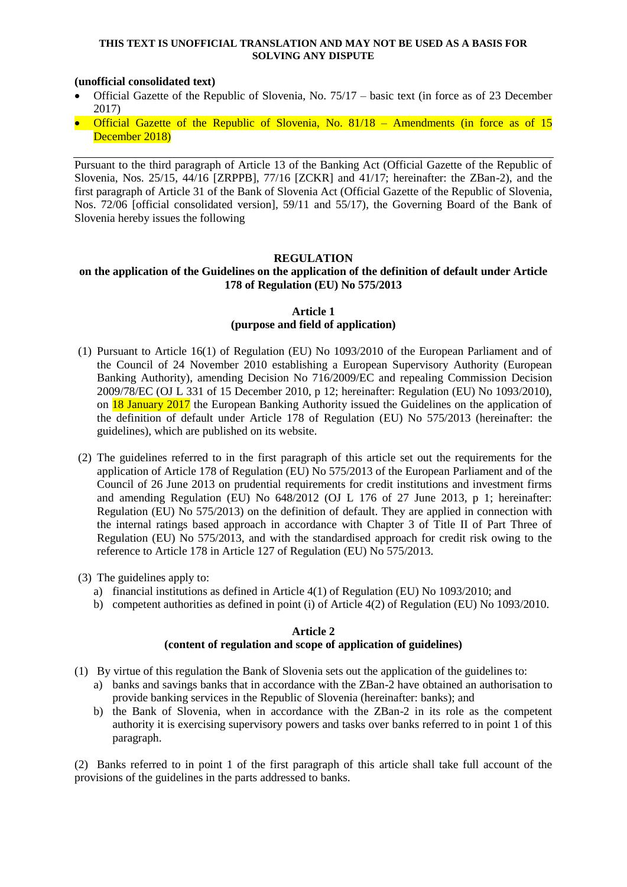**THIS TEXT IS UNOFFICIAL TRANSLATION AND MAY NOT BE USED AS A BASIS FOR SOLVING ANY DISPUTE**

**(unofficial consolidated text)**

- Official Gazette of the Republic of Slovenia, No. 75/17 – basic text (in force as of 23 December 2017)
- Official Gazette of the Republic of Slovenia, No. 81/18 – Amendments (in force as of 15 December 2018)

---

Pursuant to the third paragraph of Article 13 of the Banking Act (Official Gazette of the Republic of Slovenia, Nos. 25/15, 44/16 [ZRPPB], 77/16 [ZCKR] and 41/17; hereinafter: the ZBan-2), and the first paragraph of Article 31 of the Bank of Slovenia Act (Official Gazette of the Republic of Slovenia, Nos. 72/06 [official consolidated version], 59/11 and 55/17), the Governing Board of the Bank of Slovenia hereby issues the following

# REGULATION
## on the application of the Guidelines on the application of the definition of default under Article 178 of Regulation (EU) No 575/2013

### Article 1
### (purpose and field of application)

(1) Pursuant to Article 16(1) of Regulation (EU) No 1093/2010 of the European Parliament and of the Council of 24 November 2010 establishing a European Supervisory Authority (European Banking Authority), amending Decision No 716/2009/EC and repealing Commission Decision 2009/78/EC (OJ L 331 of 15 December 2010, p 12; hereinafter: Regulation (EU) No 1093/2010), on 18 January 2017 the European Banking Authority issued the Guidelines on the application of the definition of default under Article 178 of Regulation (EU) No 575/2013 (hereinafter: the guidelines), which are published on its website.

(2) The guidelines referred to in the first paragraph of this article set out the requirements for the application of Article 178 of Regulation (EU) No 575/2013 of the European Parliament and of the Council of 26 June 2013 on prudential requirements for credit institutions and investment firms and amending Regulation (EU) No 648/2012 (OJ L 176 of 27 June 2013, p 1; hereinafter: Regulation (EU) No 575/2013) on the definition of default. They are applied in connection with the internal ratings based approach in accordance with Chapter 3 of Title II of Part Three of Regulation (EU) No 575/2013, and with the standardised approach for credit risk owing to the reference to Article 178 in Article 127 of Regulation (EU) No 575/2013.

(3) The guidelines apply to:

a) financial institutions as defined in Article 4(1) of Regulation (EU) No 1093/2010; and
b) competent authorities as defined in point (i) of Article 4(2) of Regulation (EU) No 1093/2010.

### Article 2
### (content of regulation and scope of application of guidelines)

(1) By virtue of this regulation the Bank of Slovenia sets out the application of the guidelines to:

a) banks and savings banks that in accordance with the ZBan-2 have obtained an authorisation to provide banking services in the Republic of Slovenia (hereinafter: banks); and
b) the Bank of Slovenia, when in accordance with the ZBan-2 in its role as the competent authority it is exercising supervisory powers and tasks over banks referred to in point 1 of this paragraph.

(2) Banks referred to in point 1 of the first paragraph of this article shall take full account of the provisions of the guidelines in the parts addressed to banks.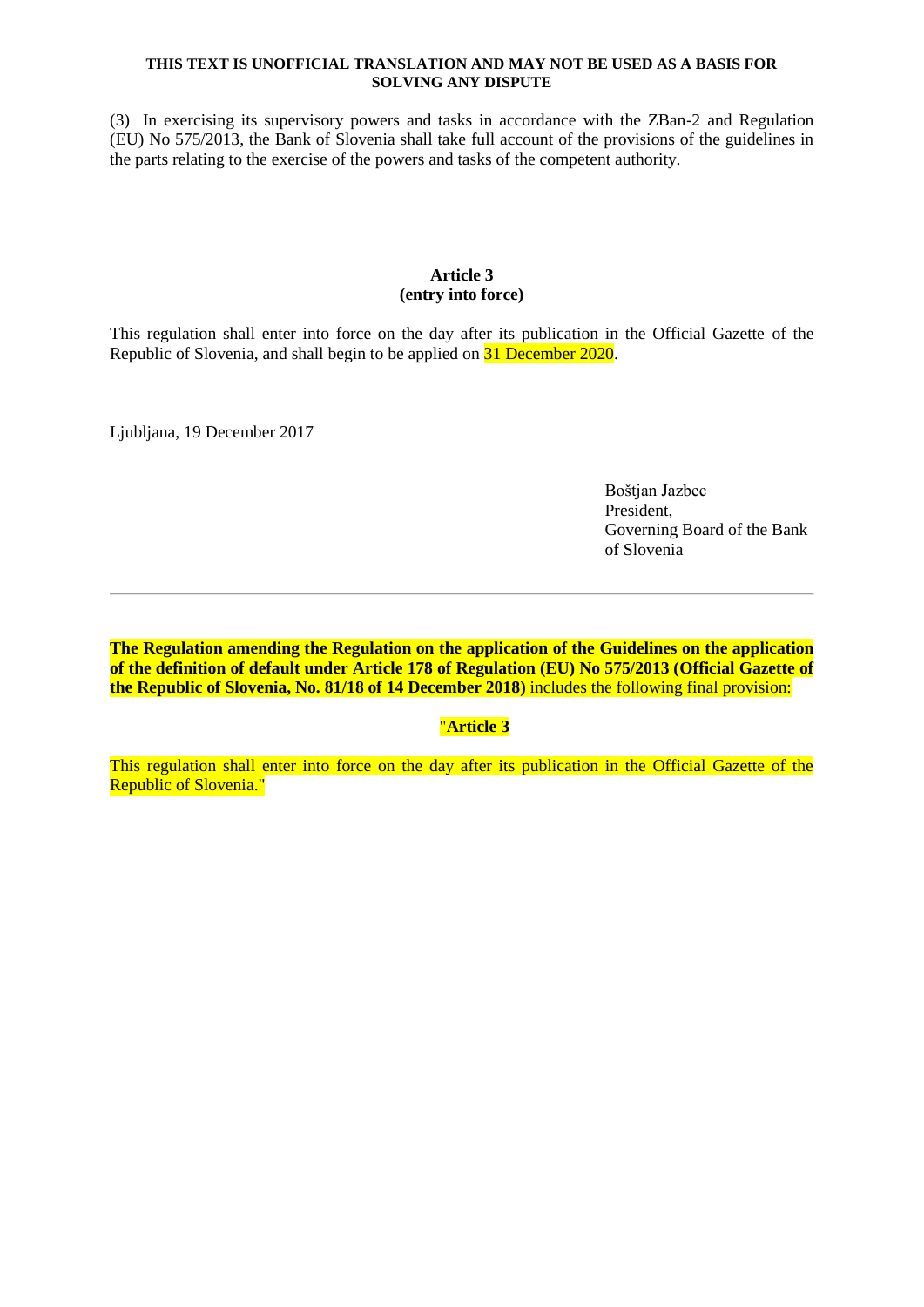**THIS TEXT IS UNOFFICIAL TRANSLATION AND MAY NOT BE USED AS A BASIS FOR SOLVING ANY DISPUTE**

(3) In exercising its supervisory powers and tasks in accordance with the ZBan-2 and Regulation (EU) No 575/2013, the Bank of Slovenia shall take full account of the provisions of the guidelines in the parts relating to the exercise of the powers and tasks of the competent authority.

**Article 3**
**(entry into force)**

This regulation shall enter into force on the day after its publication in the Official Gazette of the Republic of Slovenia, and shall begin to be applied on 31 December 2020.

Ljubljana, 19 December 2017

Boštjan Jazbec
President,
Governing Board of the Bank of Slovenia

---

**The Regulation amending the Regulation on the application of the Guidelines on the application of the definition of default under Article 178 of Regulation (EU) No 575/2013 (Official Gazette of the Republic of Slovenia, No. 81/18 of 14 December 2018)** includes the following final provision:

"**Article 3**

This regulation shall enter into force on the day after its publication in the Official Gazette of the Republic of Slovenia."